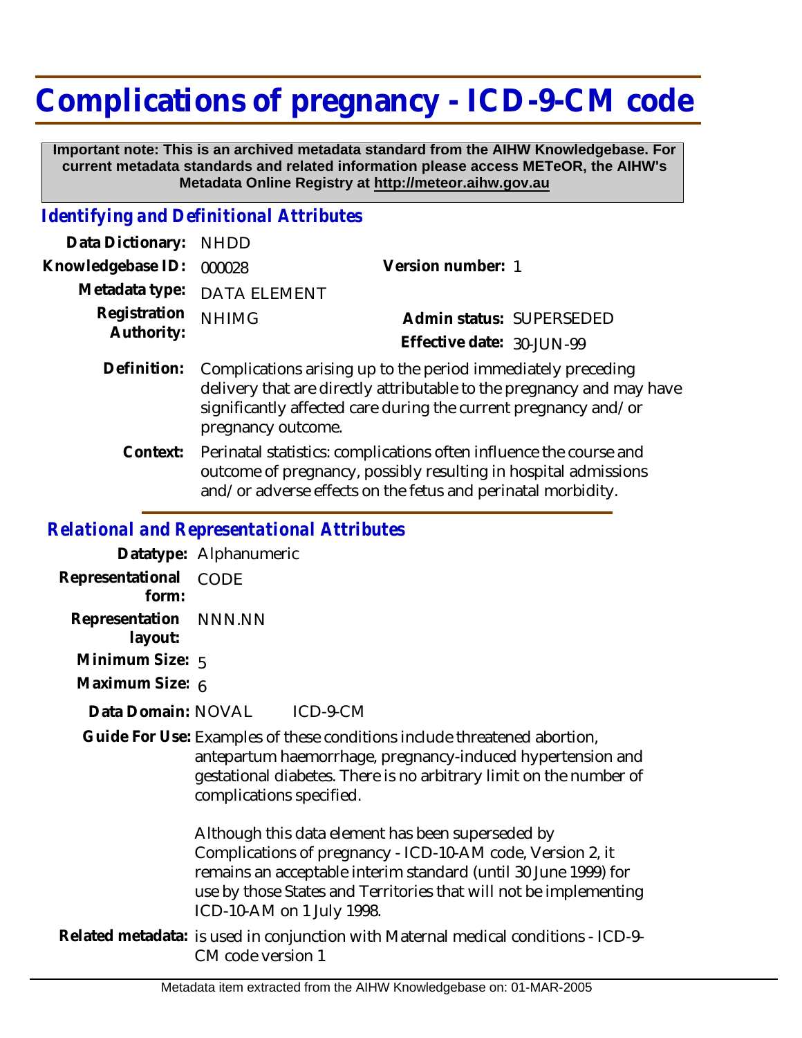# Complications of pregnancy - ICD-9-CM code

**Important note: This is an archived metadata standard from the AIHW Knowledgebase. For current metadata standards and related information please access METeOR, the AIHW's Metadata Online Registry at http://meteor.aihw.gov.au**

## *Identifying and Definitional Attributes*

**Data Dictionary:** NHDD

**Knowledgebase ID:** 000028

**Version number:** 1

**Metadata type:** DATA ELEMENT

**Registration Authority:** NHIMG

**Admin status:** SUPERSEDED

**Effective date:** 30-JUN-99

**Definition:** Complications arising up to the period immediately preceding delivery that are directly attributable to the pregnancy and may have significantly affected care during the current pregnancy and/or pregnancy outcome.

**Context:** Perinatal statistics: complications often influence the course and outcome of pregnancy, possibly resulting in hospital admissions and/or adverse effects on the fetus and perinatal morbidity.

## *Relational and Representational Attributes*

**Datatype:** Alphanumeric

**Representational form:** CODE

**Representation layout:** NNN.NN

**Minimum Size:** 5

**Maximum Size:** 6

**Data Domain:** NOVAL ICD-9-CM

**Guide For Use:** Examples of these conditions include threatened abortion, antepartum haemorrhage, pregnancy-induced hypertension and gestational diabetes. There is no arbitrary limit on the number of complications specified.

Although this data element has been superseded by Complications of pregnancy - ICD-10-AM code, Version 2, it remains an acceptable interim standard (until 30 June 1999) for use by those States and Territories that will not be implementing ICD-10-AM on 1 July 1998.

**Related metadata:** is used in conjunction with Maternal medical conditions - ICD-9-CM code version 1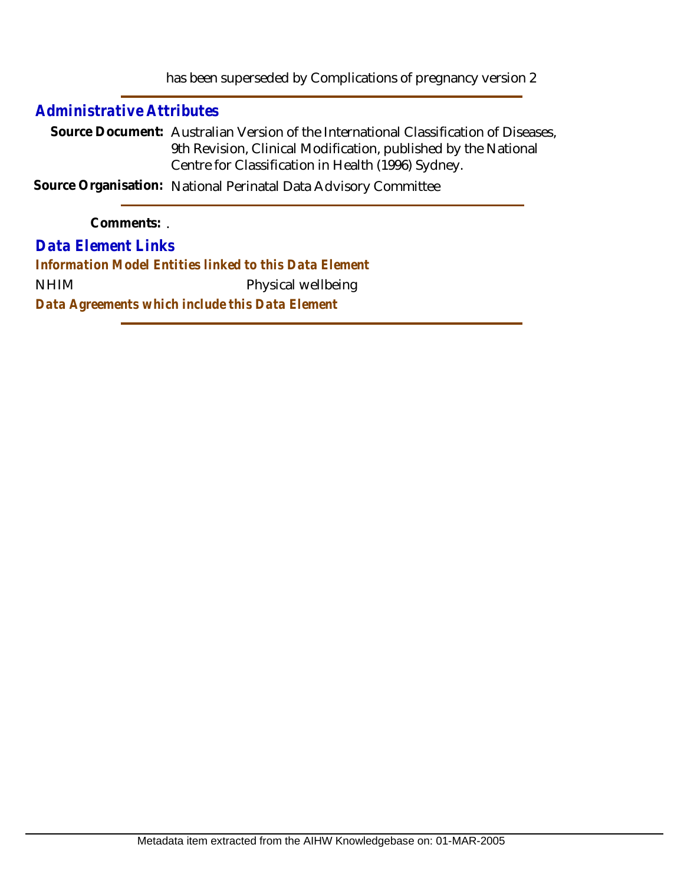has been superseded by Complications of pregnancy version 2

## Administrative Attributes

**Source Document:** Australian Version of the International Classification of Diseases, 9th Revision, Clinical Modification, published by the National Centre for Classification in Health (1996) Sydney.

**Source Organisation:** National Perinatal Data Advisory Committee

**Comments:** .

## Data Element Links

***Information Model Entities linked to this Data Element***

NHIM Physical wellbeing

***Data Agreements which include this Data Element***

Metadata item extracted from the AIHW Knowledgebase on: 01-MAR-2005